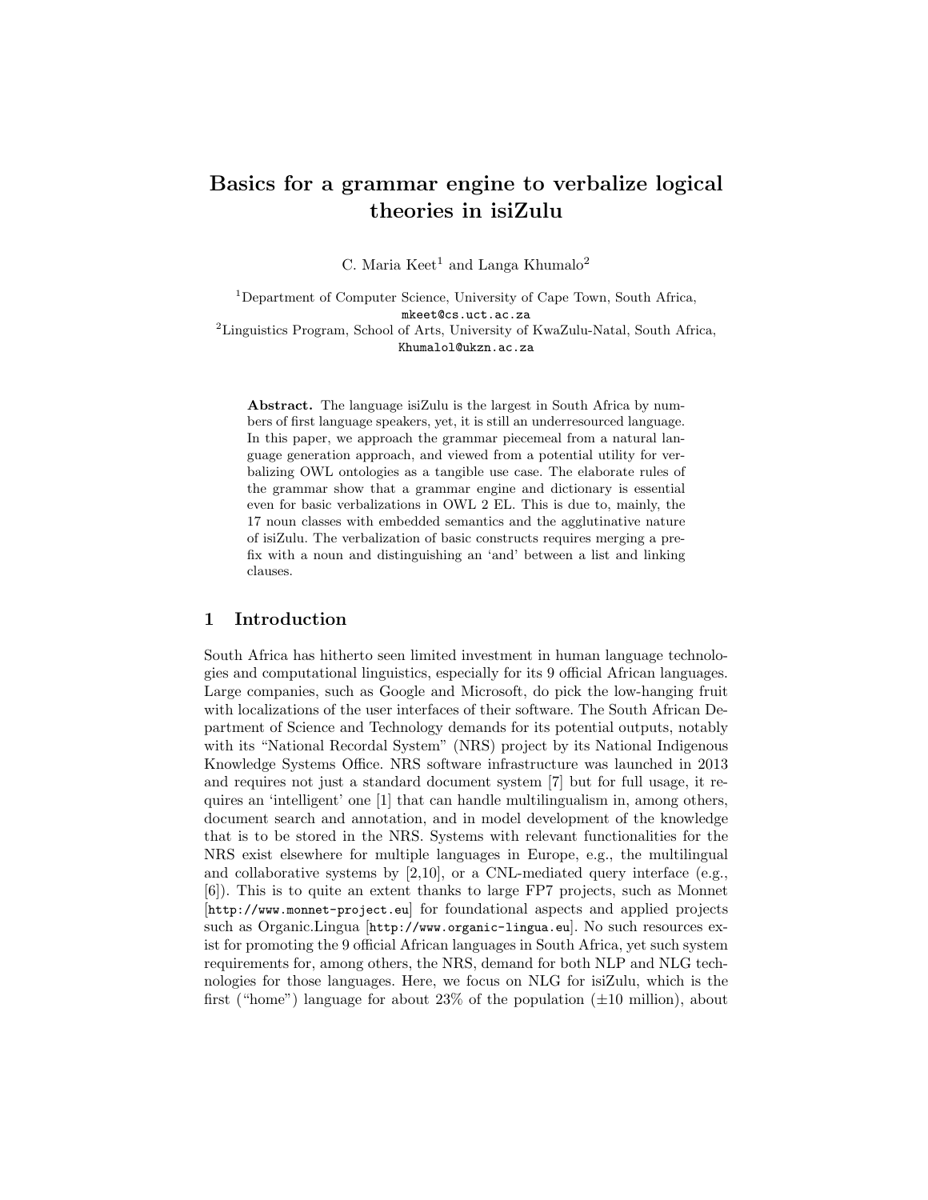# Basics for a grammar engine to verbalize logical theories in isiZulu

C. Maria Keet[1] and Langa Khumalo[2]

[1]Department of Computer Science, University of Cape Town, South Africa,
mkeet@cs.uct.ac.za

[2]Linguistics Program, School of Arts, University of KwaZulu-Natal, South Africa,
Khumalol@ukzn.ac.za

**Abstract.** The language isiZulu is the largest in South Africa by numbers of first language speakers, yet, it is still an underresourced language. In this paper, we approach the grammar piecemeal from a natural language generation approach, and viewed from a potential utility for verbalizing OWL ontologies as a tangible use case. The elaborate rules of the grammar show that a grammar engine and dictionary is essential even for basic verbalizations in OWL 2 EL. This is due to, mainly, the 17 noun classes with embedded semantics and the agglutinative nature of isiZulu. The verbalization of basic constructs requires merging a prefix with a noun and distinguishing an 'and' between a list and linking clauses.

## 1 Introduction

South Africa has hitherto seen limited investment in human language technologies and computational linguistics, especially for its 9 official African languages. Large companies, such as Google and Microsoft, do pick the low-hanging fruit with localizations of the user interfaces of their software. The South African Department of Science and Technology demands for its potential outputs, notably with its "National Recordal System" (NRS) project by its National Indigenous Knowledge Systems Office. NRS software infrastructure was launched in 2013 and requires not just a standard document system [7] but for full usage, it requires an 'intelligent' one [1] that can handle multilingualism in, among others, document search and annotation, and in model development of the knowledge that is to be stored in the NRS. Systems with relevant functionalities for the NRS exist elsewhere for multiple languages in Europe, e.g., the multilingual and collaborative systems by [2,10], or a CNL-mediated query interface (e.g., [6]). This is to quite an extent thanks to large FP7 projects, such as Monnet [http://www.monnet-project.eu] for foundational aspects and applied projects such as Organic.Lingua [http://www.organic-lingua.eu]. No such resources exist for promoting the 9 official African languages in South Africa, yet such system requirements for, among others, the NRS, demand for both NLP and NLG technologies for those languages. Here, we focus on NLG for isiZulu, which is the first ("home") language for about 23% of the population (±10 million), about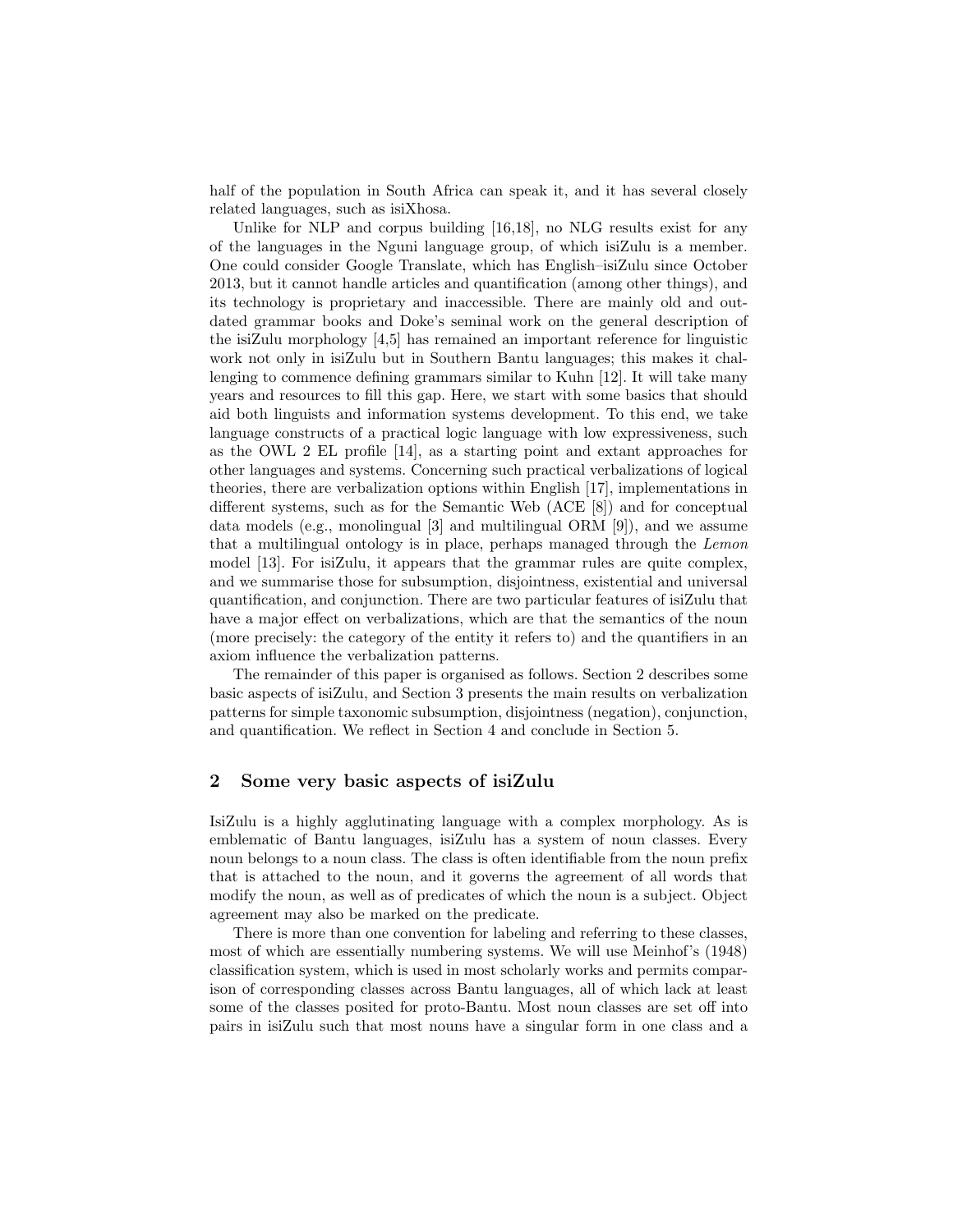half of the population in South Africa can speak it, and it has several closely related languages, such as isiXhosa.

Unlike for NLP and corpus building [16,18], no NLG results exist for any of the languages in the Nguni language group, of which isiZulu is a member. One could consider Google Translate, which has English–isiZulu since October 2013, but it cannot handle articles and quantification (among other things), and its technology is proprietary and inaccessible. There are mainly old and outdated grammar books and Doke's seminal work on the general description of the isiZulu morphology [4,5] has remained an important reference for linguistic work not only in isiZulu but in Southern Bantu languages; this makes it challenging to commence defining grammars similar to Kuhn [12]. It will take many years and resources to fill this gap. Here, we start with some basics that should aid both linguists and information systems development. To this end, we take language constructs of a practical logic language with low expressiveness, such as the OWL 2 EL profile [14], as a starting point and extant approaches for other languages and systems. Concerning such practical verbalizations of logical theories, there are verbalization options within English [17], implementations in different systems, such as for the Semantic Web (ACE [8]) and for conceptual data models (e.g., monolingual [3] and multilingual ORM [9]), and we assume that a multilingual ontology is in place, perhaps managed through the *Lemon* model [13]. For isiZulu, it appears that the grammar rules are quite complex, and we summarise those for subsumption, disjointness, existential and universal quantification, and conjunction. There are two particular features of isiZulu that have a major effect on verbalizations, which are that the semantics of the noun (more precisely: the category of the entity it refers to) and the quantifiers in an axiom influence the verbalization patterns.

The remainder of this paper is organised as follows. Section 2 describes some basic aspects of isiZulu, and Section 3 presents the main results on verbalization patterns for simple taxonomic subsumption, disjointness (negation), conjunction, and quantification. We reflect in Section 4 and conclude in Section 5.

## 2 Some very basic aspects of isiZulu

IsiZulu is a highly agglutinating language with a complex morphology. As is emblematic of Bantu languages, isiZulu has a system of noun classes. Every noun belongs to a noun class. The class is often identifiable from the noun prefix that is attached to the noun, and it governs the agreement of all words that modify the noun, as well as of predicates of which the noun is a subject. Object agreement may also be marked on the predicate.

There is more than one convention for labeling and referring to these classes, most of which are essentially numbering systems. We will use Meinhof's (1948) classification system, which is used in most scholarly works and permits comparison of corresponding classes across Bantu languages, all of which lack at least some of the classes posited for proto-Bantu. Most noun classes are set off into pairs in isiZulu such that most nouns have a singular form in one class and a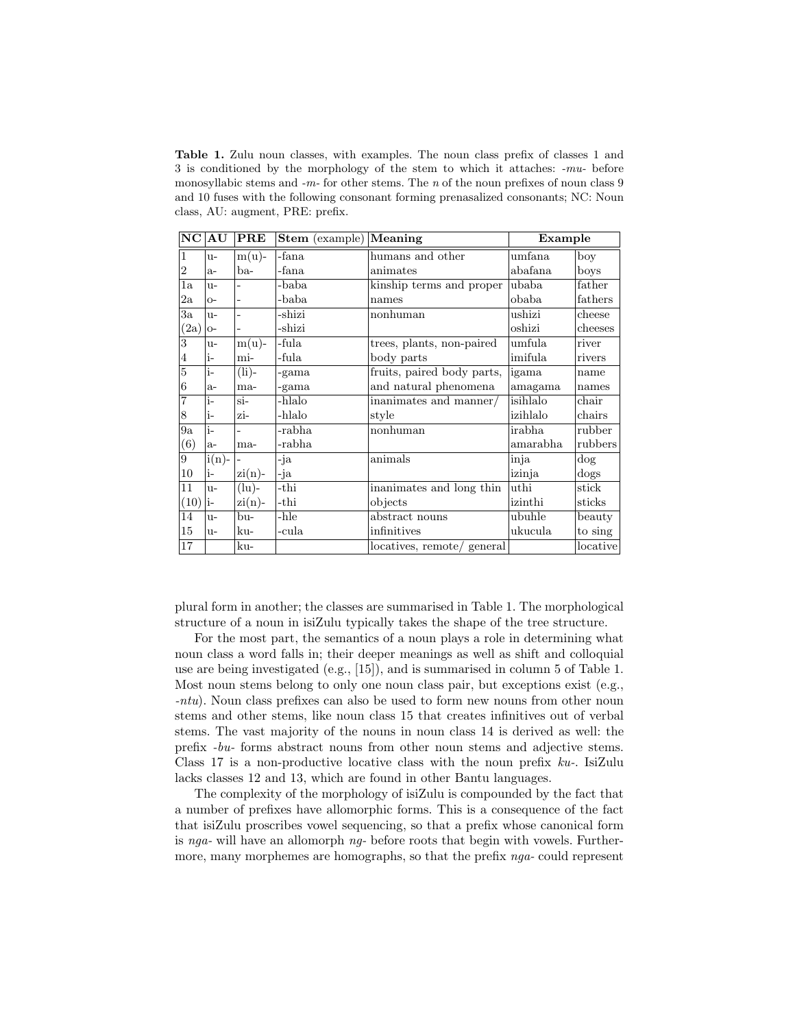**Table 1.** Zulu noun classes, with examples. The noun class prefix of classes 1 and 3 is conditioned by the morphology of the stem to which it attaches: *-mu-* before monosyllabic stems and *-m-* for other stems. The *n* of the noun prefixes of noun class 9 and 10 fuses with the following consonant forming prenasalized consonants; NC: Noun class, AU: augment, PRE: prefix.

| NC | AU | PRE | Stem (example) | Meaning | Example | |
|---|---|---|---|---|---|---|
| 1 | u- | m(u)- | -fana | humans and other | umfana | boy |
| 2 | a- | ba- | -fana | animates | abafana | boys |
| 1a | u- | - | -baba | kinship terms and proper | ubaba | father |
| 2a | o- | - | -baba | names | obaba | fathers |
| 3a | u- | - | -shizi | nonhuman | ushizi | cheese |
| (2a) | o- | - | -shizi | | oshizi | cheeses |
| 3 | u- | m(u)- | -fula | trees, plants, non-paired | umfula | river |
| 4 | i- | mi- | -fula | body parts | imifula | rivers |
| 5 | i- | (li)- | -gama | fruits, paired body parts, | igama | name |
| 6 | a- | ma- | -gama | and natural phenomena | amagama | names |
| 7 | i- | si- | -hlalo | inanimates and manner/ | isihlalo | chair |
| 8 | i- | zi- | -hlalo | style | izihlalo | chairs |
| 9a | i- | - | -rabha | nonhuman | irabha | rubber |
| (6) | a- | ma- | -rabha | | amarabha | rubbers |
| 9 | i(n)- | - | -ja | animals | inja | dog |
| 10 | i- | zi(n)- | -ja | | izinja | dogs |
| 11 | u- | (lu)- | -thi | inanimates and long thin | uthi | stick |
| (10) | i- | zi(n)- | -thi | objects | izinthi | sticks |
| 14 | u- | bu- | -hle | abstract nouns | ubuhle | beauty |
| 15 | u- | ku- | -cula | infinitives | ukucula | to sing |
| 17 | | ku- | | locatives, remote/ general | | locative |

plural form in another; the classes are summarised in Table 1. The morphological structure of a noun in isiZulu typically takes the shape of the tree structure.

For the most part, the semantics of a noun plays a role in determining what noun class a word falls in; their deeper meanings as well as shift and colloquial use are being investigated (e.g., [15]), and is summarised in column 5 of Table 1. Most noun stems belong to only one noun class pair, but exceptions exist (e.g., *-ntu*). Noun class prefixes can also be used to form new nouns from other noun stems and other stems, like noun class 15 that creates infinitives out of verbal stems. The vast majority of the nouns in noun class 14 is derived as well: the prefix *-bu-* forms abstract nouns from other noun stems and adjective stems. Class 17 is a non-productive locative class with the noun prefix *ku-*. IsiZulu lacks classes 12 and 13, which are found in other Bantu languages.

The complexity of the morphology of isiZulu is compounded by the fact that a number of prefixes have allomorphic forms. This is a consequence of the fact that isiZulu proscribes vowel sequencing, so that a prefix whose canonical form is *nga-* will have an allomorph *ng-* before roots that begin with vowels. Furthermore, many morphemes are homographs, so that the prefix *nga-* could represent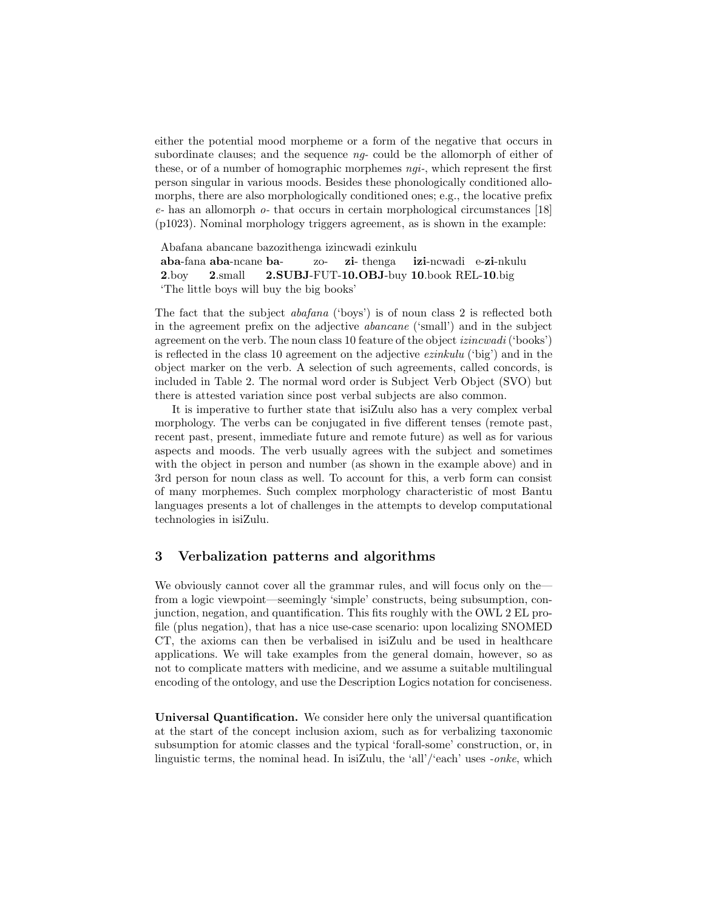either the potential mood morpheme or a form of the negative that occurs in subordinate clauses; and the sequence *ng-* could be the allomorph of either of these, or of a number of homographic morphemes *ngi-*, which represent the first person singular in various moods. Besides these phonologically conditioned allomorphs, there are also morphologically conditioned ones; e.g., the locative prefix *e-* has an allomorph *o-* that occurs in certain morphological circumstances [18] (p1023). Nominal morphology triggers agreement, as is shown in the example:

Abafana abancane bazozithenga izincwadi ezinkulu
**aba**-fana **aba**-ncane **ba**- zo- **zi**- thenga **izi**-ncwadi e-**zi**-nkulu
**2**.boy **2**.small **2.SUBJ**-FUT-**10.OBJ**-buy **10**.book REL-**10**.big
'The little boys will buy the big books'

The fact that the subject *abafana* ('boys') is of noun class 2 is reflected both in the agreement prefix on the adjective *abancane* ('small') and in the subject agreement on the verb. The noun class 10 feature of the object *izincwadi* ('books') is reflected in the class 10 agreement on the adjective *ezinkulu* ('big') and in the object marker on the verb. A selection of such agreements, called concords, is included in Table 2. The normal word order is Subject Verb Object (SVO) but there is attested variation since post verbal subjects are also common.

It is imperative to further state that isiZulu also has a very complex verbal morphology. The verbs can be conjugated in five different tenses (remote past, recent past, present, immediate future and remote future) as well as for various aspects and moods. The verb usually agrees with the subject and sometimes with the object in person and number (as shown in the example above) and in 3rd person for noun class as well. To account for this, a verb form can consist of many morphemes. Such complex morphology characteristic of most Bantu languages presents a lot of challenges in the attempts to develop computational technologies in isiZulu.

## 3 Verbalization patterns and algorithms

We obviously cannot cover all the grammar rules, and will focus only on the—from a logic viewpoint—seemingly 'simple' constructs, being subsumption, conjunction, negation, and quantification. This fits roughly with the OWL 2 EL profile (plus negation), that has a nice use-case scenario: upon localizing SNOMED CT, the axioms can then be verbalised in isiZulu and be used in healthcare applications. We will take examples from the general domain, however, so as not to complicate matters with medicine, and we assume a suitable multilingual encoding of the ontology, and use the Description Logics notation for conciseness.

**Universal Quantification.** We consider here only the universal quantification at the start of the concept inclusion axiom, such as for verbalizing taxonomic subsumption for atomic classes and the typical 'forall-some' construction, or, in linguistic terms, the nominal head. In isiZulu, the 'all'/'each' uses *-onke*, which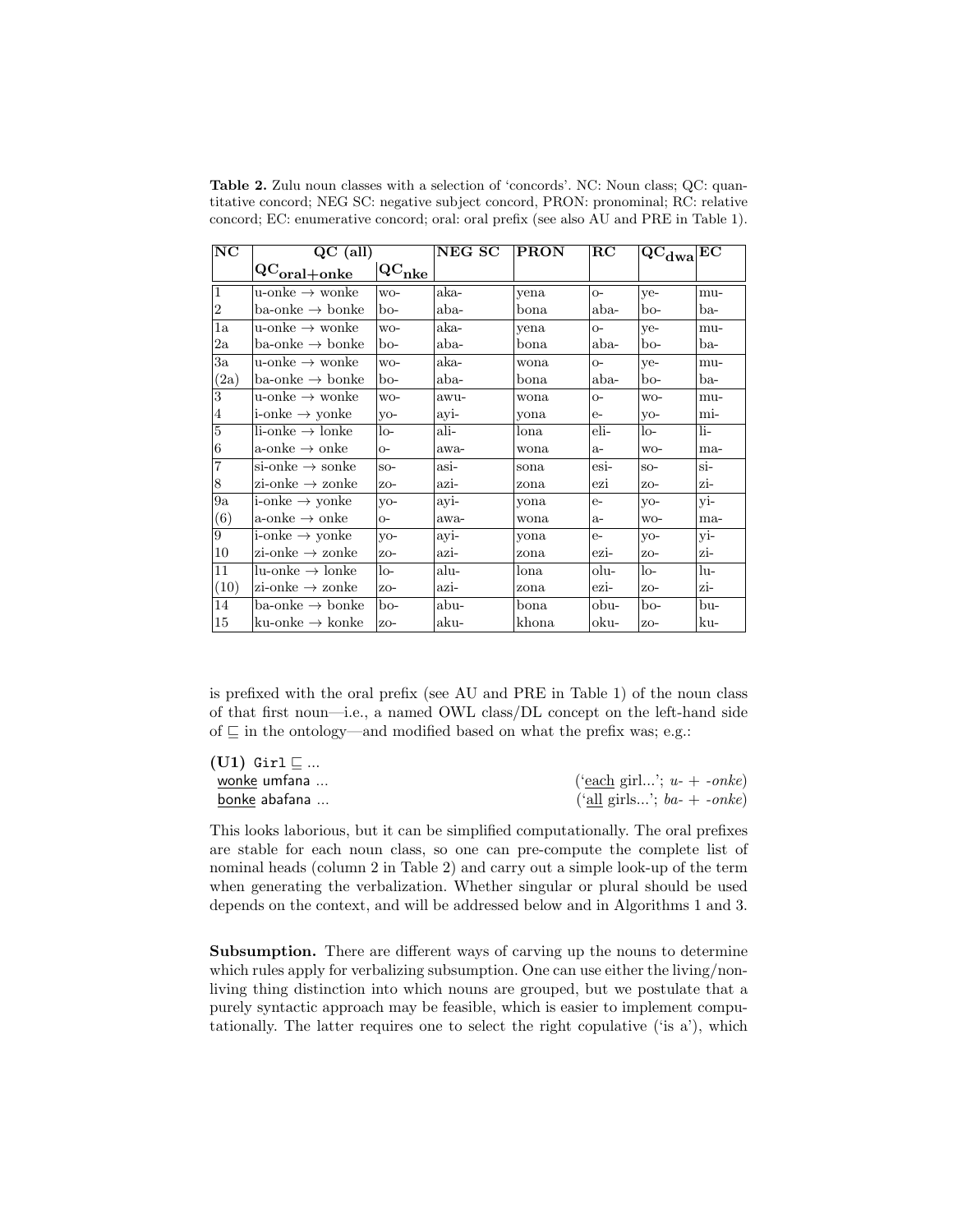**Table 2.** Zulu noun classes with a selection of 'concords'. NC: Noun class; QC: quantitative concord; NEG SC: negative subject concord, PRON: pronominal; RC: relative concord; EC: enumerative concord; oral: oral prefix (see also AU and PRE in Table 1).

| NC | QC (all) | | NEG SC | PRON | RC | $QC_{dwa}$ | EC |
|---|---|---|---|---|---|---|---|
| | $QC_{oral+onke}$ | $QC_{nke}$ | | | | | |
| 1 | u-onke → wonke | wo- | aka- | yena | o- | ye- | mu- |
| 2 | ba-onke → bonke | bo- | aba- | bona | aba- | bo- | ba- |
| 1a | u-onke → wonke | wo- | aka- | yena | o- | ye- | mu- |
| 2a | ba-onke → bonke | bo- | aba- | bona | aba- | bo- | ba- |
| 3a | u-onke → wonke | wo- | aka- | wona | o- | ye- | mu- |
| (2a) | ba-onke → bonke | bo- | aba- | bona | aba- | bo- | ba- |
| 3 | u-onke → wonke | wo- | awu- | wona | o- | wo- | mu- |
| 4 | i-onke → yonke | yo- | ayi- | yona | e- | yo- | mi- |
| 5 | li-onke → lonke | lo- | ali- | lona | eli- | lo- | li- |
| 6 | a-onke → onke | o- | awa- | wona | a- | wo- | ma- |
| 7 | si-onke → sonke | so- | asi- | sona | esi- | so- | si- |
| 8 | zi-onke → zonke | zo- | azi- | zona | ezi | zo- | zi- |
| 9a | i-onke → yonke | yo- | ayi- | yona | e- | yo- | yi- |
| (6) | a-onke → onke | o- | awa- | wona | a- | wo- | ma- |
| 9 | i-onke → yonke | yo- | ayi- | yona | e- | yo- | yi- |
| 10 | zi-onke → zonke | zo- | azi- | zona | ezi- | zo- | zi- |
| 11 | lu-onke → lonke | lo- | alu- | lona | olu- | lo- | lu- |
| (10) | zi-onke → zonke | zo- | azi- | zona | ezi- | zo- | zi- |
| 14 | ba-onke → bonke | bo- | abu- | bona | obu- | bo- | bu- |
| 15 | ku-onke → konke | zo- | aku- | khona | oku- | zo- | ku- |

is prefixed with the oral prefix (see AU and PRE in Table 1) of the noun class of that first noun—i.e., a named OWL class/DL concept on the left-hand side of ⊑ in the ontology—and modified based on what the prefix was; e.g.:

**(U1)** `Girl` ⊑ ...
<u>wonke</u> umfana ... ('<u>each</u> girl...'; *u-* + *-onke*)
<u>bonke</u> abafana ... ('<u>all</u> girls...'; *ba-* + *-onke*)

This looks laborious, but it can be simplified computationally. The oral prefixes are stable for each noun class, so one can pre-compute the complete list of nominal heads (column 2 in Table 2) and carry out a simple look-up of the term when generating the verbalization. Whether singular or plural should be used depends on the context, and will be addressed below and in Algorithms 1 and 3.

**Subsumption.** There are different ways of carving up the nouns to determine which rules apply for verbalizing subsumption. One can use either the living/non-living thing distinction into which nouns are grouped, but we postulate that a purely syntactic approach may be feasible, which is easier to implement computationally. The latter requires one to select the right copulative ('is a'), which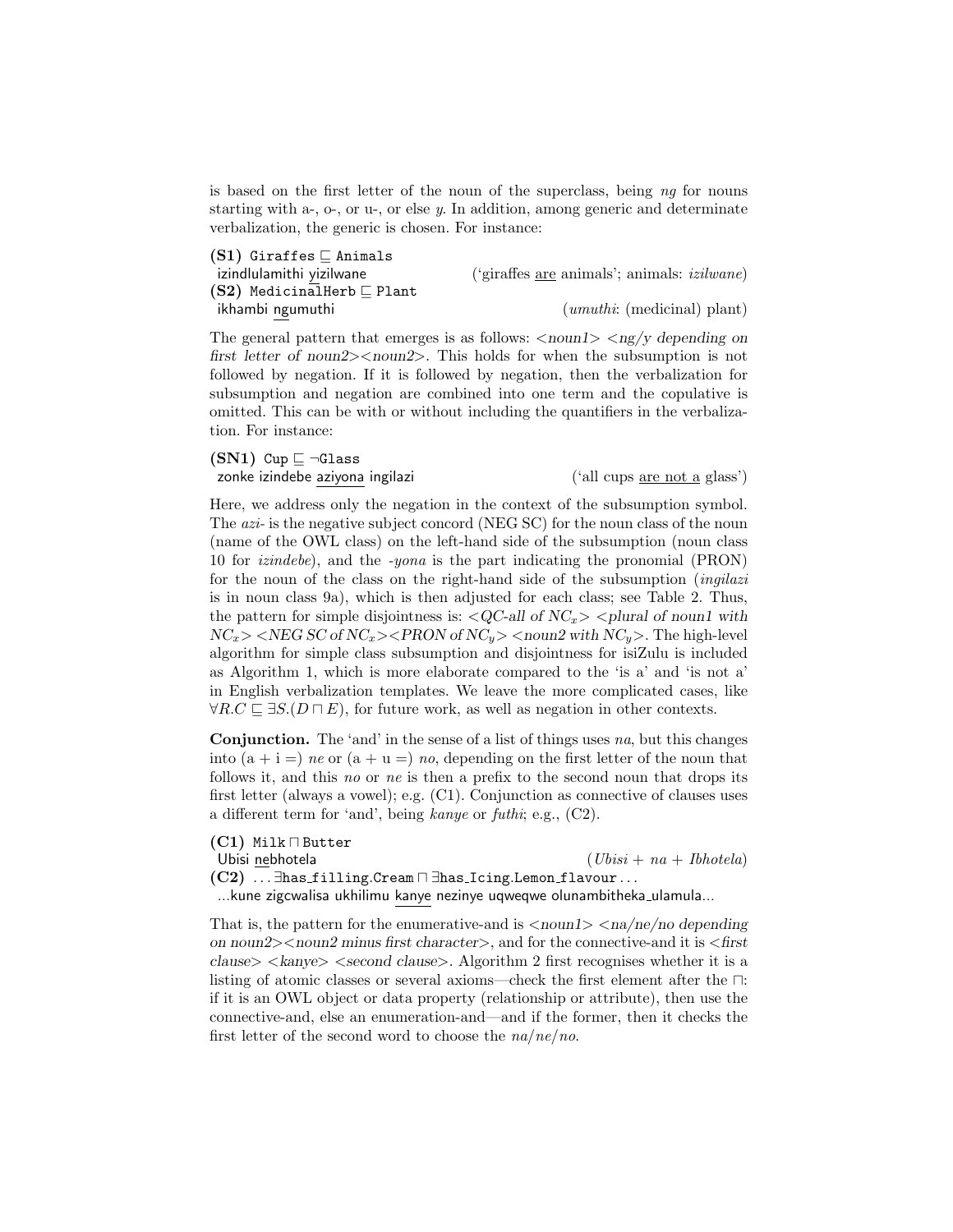is based on the first letter of the noun of the superclass, being *ng* for nouns starting with a-, o-, or u-, or else *y*. In addition, among generic and determinate verbalization, the generic is chosen. For instance:

**(S1)** `Giraffes` $\sqsubseteq$ `Animals`
izindlulamithi <u>y</u>izilwane ('giraffes <u>are</u> animals'; animals: *izilwane*)
**(S2)** `MedicinalHerb` $\sqsubseteq$ `Plant`
ikhambi <u>ng</u>umuthi (*umuthi*: (medicinal) plant)

The general pattern that emerges is as follows: *<noun1> <ng/y depending on first letter of noun2><noun2>*. This holds for when the subsumption is not followed by negation. If it is followed by negation, then the verbalization for subsumption and negation are combined into one term and the copulative is omitted. This can be with or without including the quantifiers in the verbalization. For instance:

**(SN1)** `Cup` $\sqsubseteq \neg$`Glass`
zonke izindebe <u>aziyona</u> ingilazi ('all cups <u>are not a</u> glass')

Here, we address only the negation in the context of the subsumption symbol. The *azi-* is the negative subject concord (NEG SC) for the noun class of the noun (name of the OWL class) on the left-hand side of the subsumption (noun class 10 for *izindebe*), and the *-yona* is the part indicating the pronomial (PRON) for the noun of the class on the right-hand side of the subsumption (*ingilazi* is in noun class 9a), which is then adjusted for each class; see Table 2. Thus, the pattern for simple disjointness is: *<QC-all of $NC_x$> <plural of noun1 with $NC_x$> <NEG SC of $NC_x$><PRON of $NC_y$> <noun2 with $NC_y$>*. The high-level algorithm for simple class subsumption and disjointness for isiZulu is included as Algorithm 1, which is more elaborate compared to the 'is a' and 'is not a' in English verbalization templates. We leave the more complicated cases, like $\forall R.C \sqsubseteq \exists S.(D \sqcap E)$, for future work, as well as negation in other contexts.

**Conjunction.** The 'and' in the sense of a list of things uses *na*, but this changes into (a + i =) *ne* or (a + u =) *no*, depending on the first letter of the noun that follows it, and this *no* or *ne* is then a prefix to the second noun that drops its first letter (always a vowel); e.g. (C1). Conjunction as connective of clauses uses a different term for 'and', being *kanye* or *futhi*; e.g., (C2).

**(C1)** `Milk` $\sqcap$ `Butter`
Ubisi <u>ne</u>bhotela (*Ubisi* + *na* + *Ibhotela*)
**(C2)** ... $\exists$`has_filling.Cream` $\sqcap$ $\exists$`has_Icing.Lemon_flavour` ...
...kune zigcwalisa ukhilimu <u>kanye</u> nezinye uqweqwe olunambitheka_ulamula...

That is, the pattern for the enumerative-and is *<noun1> <na/ne/no depending on noun2><noun2 minus first character>*, and for the connective-and it is *<first clause> <kanye> <second clause>*. Algorithm 2 first recognises whether it is a listing of atomic classes or several axioms—check the first element after the $\sqcap$: if it is an OWL object or data property (relationship or attribute), then use the connective-and, else an enumeration-and—and if the former, then it checks the first letter of the second word to choose the *na/ne/no*.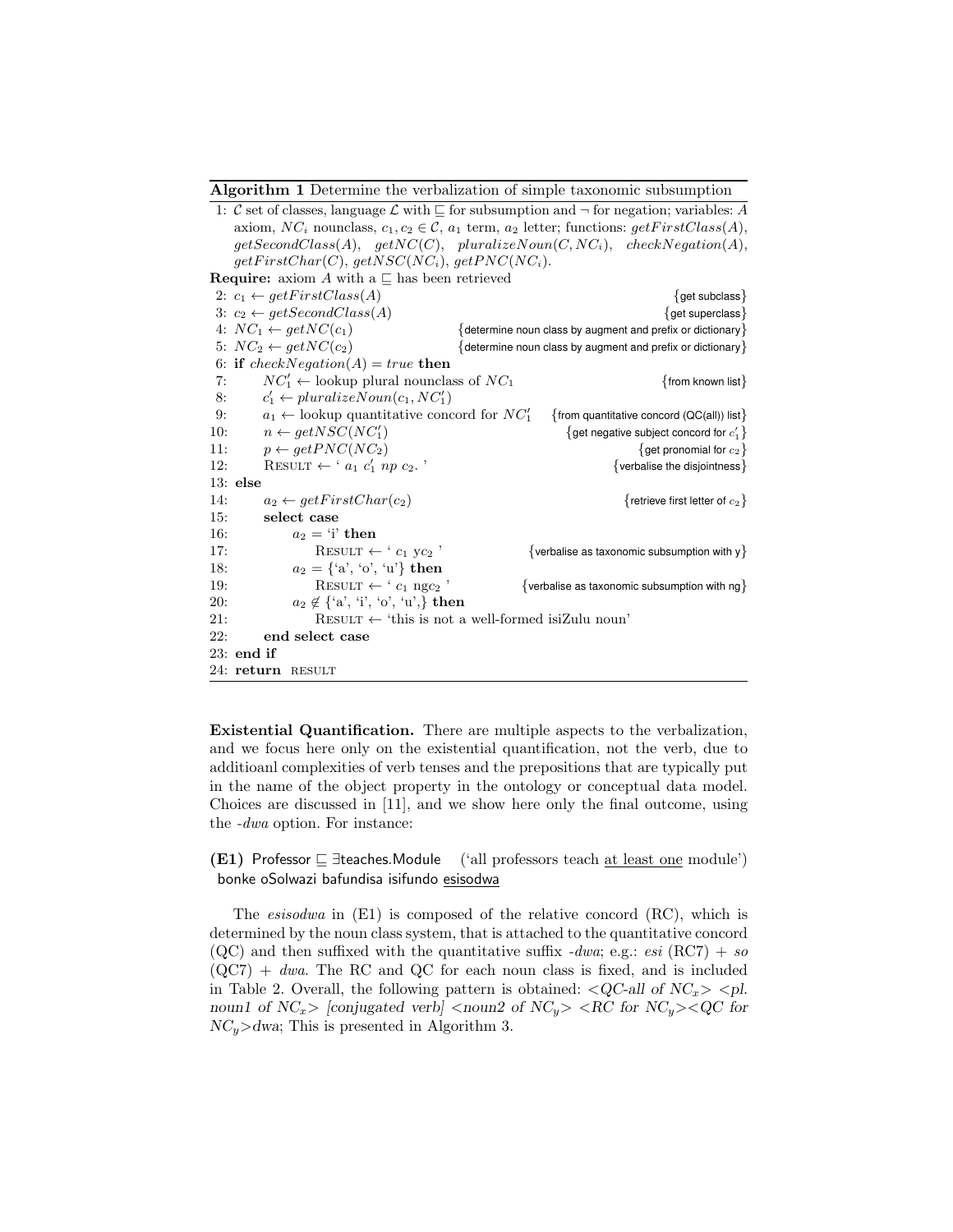**Algorithm 1** Determine the verbalization of simple taxonomic subsumption

```
1: C set of classes, language L with ⊑ for subsumption and ¬ for negation; variables: A
   axiom, NC_i nounclass, c_1, c_2 ∈ C, a_1 term, a_2 letter; functions: getFirstClass(A),
   getSecondClass(A), getNC(C), pluralizeNoun(C, NC_i), checkNegation(A),
   getFirstChar(C), getNSC(NC_i), getPNC(NC_i).
Require: axiom A with a ⊑ has been retrieved
 2: c_1 ← getFirstClass(A)                                  {get subclass}
 3: c_2 ← getSecondClass(A)                                 {get superclass}
 4: NC_1 ← getNC(c_1)          {determine noun class by augment and prefix or dictionary}
 5: NC_2 ← getNC(c_2)          {determine noun class by augment and prefix or dictionary}
 6: if checkNegation(A) = true then
 7:     NC'_1 ← lookup plural nounclass of NC_1             {from known list}
 8:     c'_1 ← pluralizeNoun(c_1, NC'_1)
 9:     a_1 ← lookup quantitative concord for NC'_1   {from quantitative concord (QC(all)) list}
10:     n ← getNSC(NC'_1)                           {get negative subject concord for c'_1}
11:     p ← getPNC(NC_2)                                    {get pronomial for c_2}
12:     RESULT ← ' a_1 c'_1 np c_2. '                       {verbalise the disjointness}
13: else
14:     a_2 ← getFirstChar(c_2)                             {retrieve first letter of c_2}
15:     select case
16:         a_2 = 'i' then
17:             RESULT ← ' c_1 yc_2 '           {verbalise as taxonomic subsumption with y}
18:         a_2 = {'a', 'o', 'u'} then
19:             RESULT ← ' c_1 ngc_2 '          {verbalise as taxonomic subsumption with ng}
20:         a_2 ∉ {'a', 'i', 'o', 'u',} then
21:             RESULT ← 'this is not a well-formed isiZulu noun'
22:     end select case
23: end if
24: return RESULT
```

**Existential Quantification.** There are multiple aspects to the verbalization, and we focus here only on the existential quantification, not the verb, due to additioanl complexities of verb tenses and the prepositions that are typically put in the name of the object property in the ontology or conceptual data model. Choices are discussed in [11], and we show here only the final outcome, using the *-dwa* option. For instance:

**(E1)** Professor $\sqsubseteq$ $\exists$teaches.Module ('all professors teach <u>at least one</u> module')
bonke oSolwazi bafundisa isifundo <u>esisodwa</u>

The *esisodwa* in (E1) is composed of the relative concord (RC), which is determined by the noun class system, that is attached to the quantitative concord (QC) and then suffixed with the quantitative suffix *-dwa*; e.g.: *esi* (RC7) + *so* (QC7) + *dwa*. The RC and QC for each noun class is fixed, and is included in Table 2. Overall, the following pattern is obtained: *<QC-all of $NC_x$> <pl. noun1 of $NC_x$> [conjugated verb] <noun2 of $NC_y$> <RC for $NC_y$><QC for $NC_y$>dwa*; This is presented in Algorithm 3.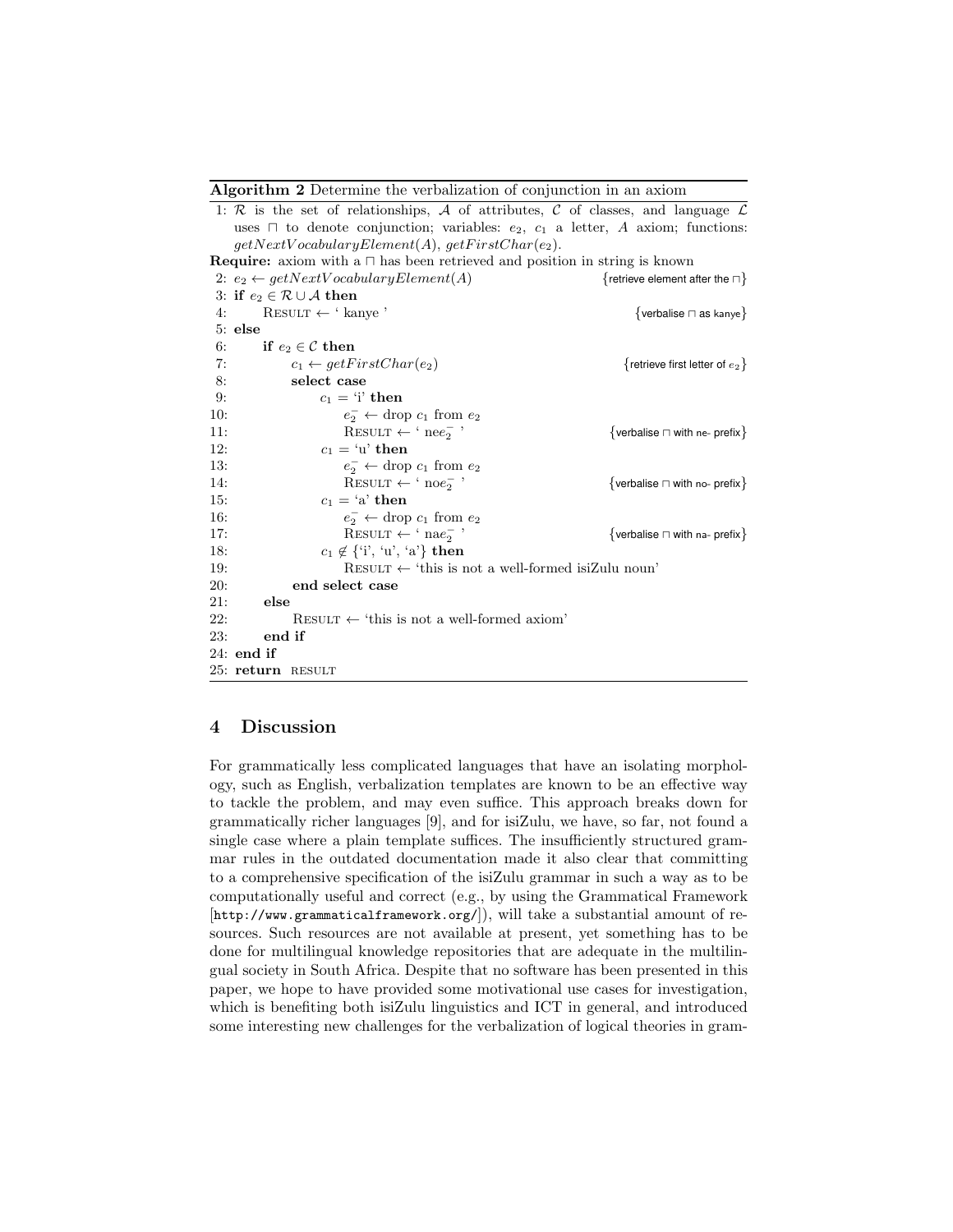**Algorithm 2** Determine the verbalization of conjunction in an axiom

```
1: R is the set of relationships, A of attributes, C of classes, and language L
   uses ⊓ to denote conjunction; variables: e2, c1 a letter, A axiom; functions:
   getNextVocabularyElement(A), getFirstChar(e2).
Require: axiom with a ⊓ has been retrieved and position in string is known
2: e2 ← getNextVocabularyElement(A)                 {retrieve element after the ⊓}
3: if e2 ∈ R ∪ A then
4:     Result ← ' kanye '                             {verbalise ⊓ as kanye}
5: else
6:     if e2 ∈ C then
7:         c1 ← getFirstChar(e2)                      {retrieve first letter of e2}
8:         select case
9:             c1 = 'i' then
10:                e2⁻ ← drop c1 from e2
11:                Result ← ' nee2⁻ '                 {verbalise ⊓ with ne- prefix}
12:            c1 = 'u' then
13:                e2⁻ ← drop c1 from e2
14:                Result ← ' noe2⁻ '                 {verbalise ⊓ with no- prefix}
15:            c1 = 'a' then
16:                e2⁻ ← drop c1 from e2
17:                Result ← ' nae2⁻ '                 {verbalise ⊓ with na- prefix}
18:            c1 ∉ {'i', 'u', 'a'} then
19:                Result ← 'this is not a well-formed isiZulu noun'
20:        end select case
21:    else
22:        Result ← 'this is not a well-formed axiom'
23:    end if
24: end if
25: return result
```

## 4 Discussion

For grammatically less complicated languages that have an isolating morphology, such as English, verbalization templates are known to be an effective way to tackle the problem, and may even suffice. This approach breaks down for grammatically richer languages [9], and for isiZulu, we have, so far, not found a single case where a plain template suffices. The insufficiently structured grammar rules in the outdated documentation made it also clear that committing to a comprehensive specification of the isiZulu grammar in such a way as to be computationally useful and correct (e.g., by using the Grammatical Framework [http://www.grammaticalframework.org/]), will take a substantial amount of resources. Such resources are not available at present, yet something has to be done for multilingual knowledge repositories that are adequate in the multilingual society in South Africa. Despite that no software has been presented in this paper, we hope to have provided some motivational use cases for investigation, which is benefiting both isiZulu linguistics and ICT in general, and introduced some interesting new challenges for the verbalization of logical theories in gram-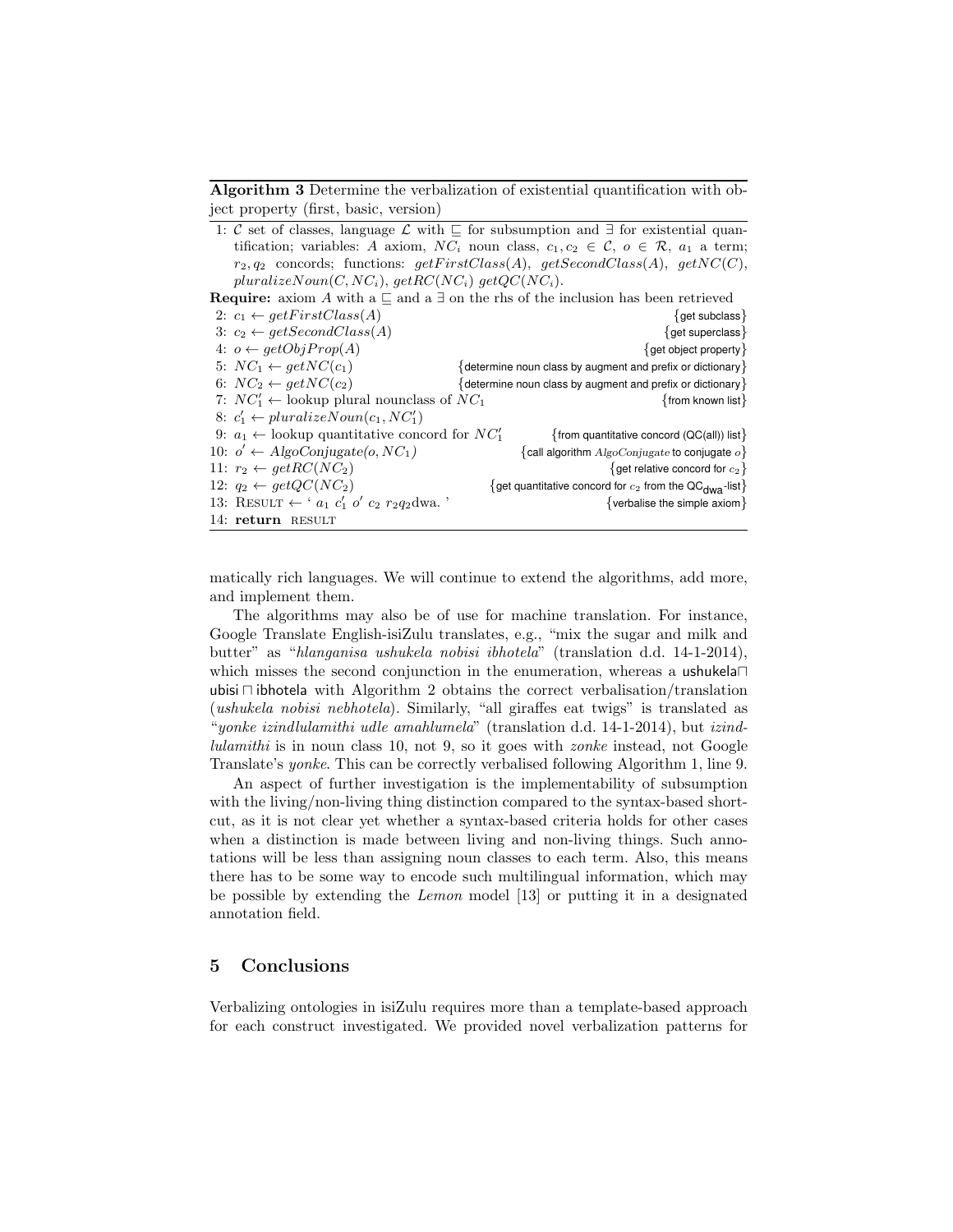**Algorithm 3** Determine the verbalization of existential quantification with object property (first, basic, version)

```
1: C set of classes, language L with ⊑ for subsumption and ∃ for existential quantification; variables: A axiom, NC_i noun class, c_1, c_2 ∈ C, o ∈ R, a_1 a term; r_2, q_2 concords; functions: getFirstClass(A), getSecondClass(A), getNC(C), pluralizeNoun(C, NC_i), getRC(NC_i) getQC(NC_i).
Require: axiom A with a ⊑ and a ∃ on the rhs of the inclusion has been retrieved
2: c_1 ← getFirstClass(A)                      {get subclass}
3: c_2 ← getSecondClass(A)                     {get superclass}
4: o ← getObjProp(A)                           {get object property}
5: NC_1 ← getNC(c_1)      {determine noun class by augment and prefix or dictionary}
6: NC_2 ← getNC(c_2)      {determine noun class by augment and prefix or dictionary}
7: NC'_1 ← lookup plural nounclass of NC_1     {from known list}
8: c'_1 ← pluralizeNoun(c_1, NC'_1)
9: a_1 ← lookup quantitative concord for NC'_1   {from quantitative concord (QC(all)) list}
10: o' ← AlgoConjugate(o, NC_1)                {call algorithm AlgoConjugate to conjugate o}
11: r_2 ← getRC(NC_2)                          {get relative concord for c_2}
12: q_2 ← getQC(NC_2)                          {get quantitative concord for c_2 from the QC_dwa-list}
13: RESULT ← ' a_1 c'_1 o' c_2 r_2q_2dwa. '     {verbalise the simple axiom}
14: return RESULT
```

matically rich languages. We will continue to extend the algorithms, add more, and implement them.

The algorithms may also be of use for machine translation. For instance, Google Translate English-isiZulu translates, e.g., "mix the sugar and milk and butter" as "*hlanganisa ushukela nobisi ibhotela*" (translation d.d. 14-1-2014), which misses the second conjunction in the enumeration, whereas a ushukela $\sqcap$ ubisi $\sqcap$ ibhotela with Algorithm 2 obtains the correct verbalisation/translation (*ushukela nobisi nebhotela*). Similarly, "all giraffes eat twigs" is translated as "*yonke izindlulamithi udle amahlumela*" (translation d.d. 14-1-2014), but *izindlulamithi* is in noun class 10, not 9, so it goes with *zonke* instead, not Google Translate's *yonke*. This can be correctly verbalised following Algorithm 1, line 9.

An aspect of further investigation is the implementability of subsumption with the living/non-living thing distinction compared to the syntax-based shortcut, as it is not clear yet whether a syntax-based criteria holds for other cases when a distinction is made between living and non-living things. Such annotations will be less than assigning noun classes to each term. Also, this means there has to be some way to encode such multilingual information, which may be possible by extending the *Lemon* model [13] or putting it in a designated annotation field.

## 5 Conclusions

Verbalizing ontologies in isiZulu requires more than a template-based approach for each construct investigated. We provided novel verbalization patterns for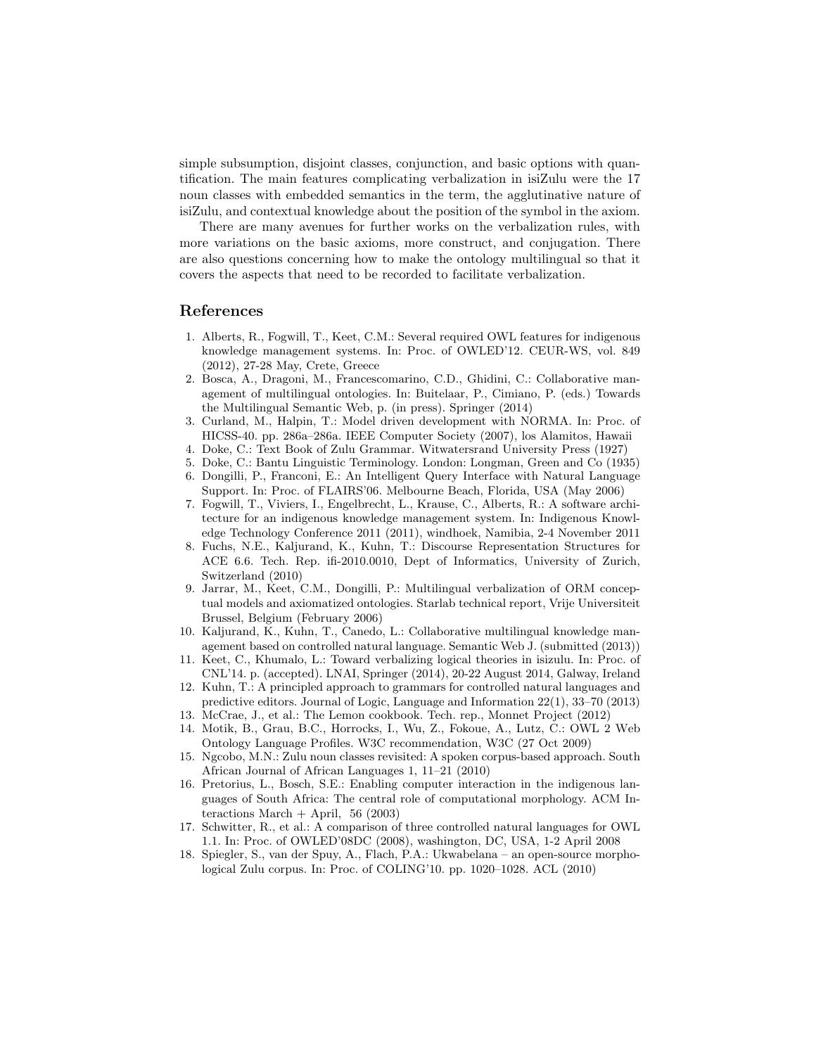simple subsumption, disjoint classes, conjunction, and basic options with quantification. The main features complicating verbalization in isiZulu were the 17 noun classes with embedded semantics in the term, the agglutinative nature of isiZulu, and contextual knowledge about the position of the symbol in the axiom.

There are many avenues for further works on the verbalization rules, with more variations on the basic axioms, more construct, and conjugation. There are also questions concerning how to make the ontology multilingual so that it covers the aspects that need to be recorded to facilitate verbalization.

## References

1. Alberts, R., Fogwill, T., Keet, C.M.: Several required OWL features for indigenous knowledge management systems. In: Proc. of OWLED'12. CEUR-WS, vol. 849 (2012), 27-28 May, Crete, Greece
2. Bosca, A., Dragoni, M., Francescomarino, C.D., Ghidini, C.: Collaborative management of multilingual ontologies. In: Buitelaar, P., Cimiano, P. (eds.) Towards the Multilingual Semantic Web, p. (in press). Springer (2014)
3. Curland, M., Halpin, T.: Model driven development with NORMA. In: Proc. of HICSS-40. pp. 286a–286a. IEEE Computer Society (2007), los Alamitos, Hawaii
4. Doke, C.: Text Book of Zulu Grammar. Witwatersrand University Press (1927)
5. Doke, C.: Bantu Linguistic Terminology. London: Longman, Green and Co (1935)
6. Dongilli, P., Franconi, E.: An Intelligent Query Interface with Natural Language Support. In: Proc. of FLAIRS'06. Melbourne Beach, Florida, USA (May 2006)
7. Fogwill, T., Viviers, I., Engelbrecht, L., Krause, C., Alberts, R.: A software architecture for an indigenous knowledge management system. In: Indigenous Knowledge Technology Conference 2011 (2011), windhoek, Namibia, 2-4 November 2011
8. Fuchs, N.E., Kaljurand, K., Kuhn, T.: Discourse Representation Structures for ACE 6.6. Tech. Rep. ifi-2010.0010, Dept of Informatics, University of Zurich, Switzerland (2010)
9. Jarrar, M., Keet, C.M., Dongilli, P.: Multilingual verbalization of ORM conceptual models and axiomatized ontologies. Starlab technical report, Vrije Universiteit Brussel, Belgium (February 2006)
10. Kaljurand, K., Kuhn, T., Canedo, L.: Collaborative multilingual knowledge management based on controlled natural language. Semantic Web J. (submitted (2013))
11. Keet, C., Khumalo, L.: Toward verbalizing logical theories in isizulu. In: Proc. of CNL'14. p. (accepted). LNAI, Springer (2014), 20-22 August 2014, Galway, Ireland
12. Kuhn, T.: A principled approach to grammars for controlled natural languages and predictive editors. Journal of Logic, Language and Information 22(1), 33–70 (2013)
13. McCrae, J., et al.: The Lemon cookbook. Tech. rep., Monnet Project (2012)
14. Motik, B., Grau, B.C., Horrocks, I., Wu, Z., Fokoue, A., Lutz, C.: OWL 2 Web Ontology Language Profiles. W3C recommendation, W3C (27 Oct 2009)
15. Ngcobo, M.N.: Zulu noun classes revisited: A spoken corpus-based approach. South African Journal of African Languages 1, 11–21 (2010)
16. Pretorius, L., Bosch, S.E.: Enabling computer interaction in the indigenous languages of South Africa: The central role of computational morphology. ACM Interactions March + April, 56 (2003)
17. Schwitter, R., et al.: A comparison of three controlled natural languages for OWL 1.1. In: Proc. of OWLED'08DC (2008), washington, DC, USA, 1-2 April 2008
18. Spiegler, S., van der Spuy, A., Flach, P.A.: Ukwabelana – an open-source morphological Zulu corpus. In: Proc. of COLING'10. pp. 1020–1028. ACL (2010)